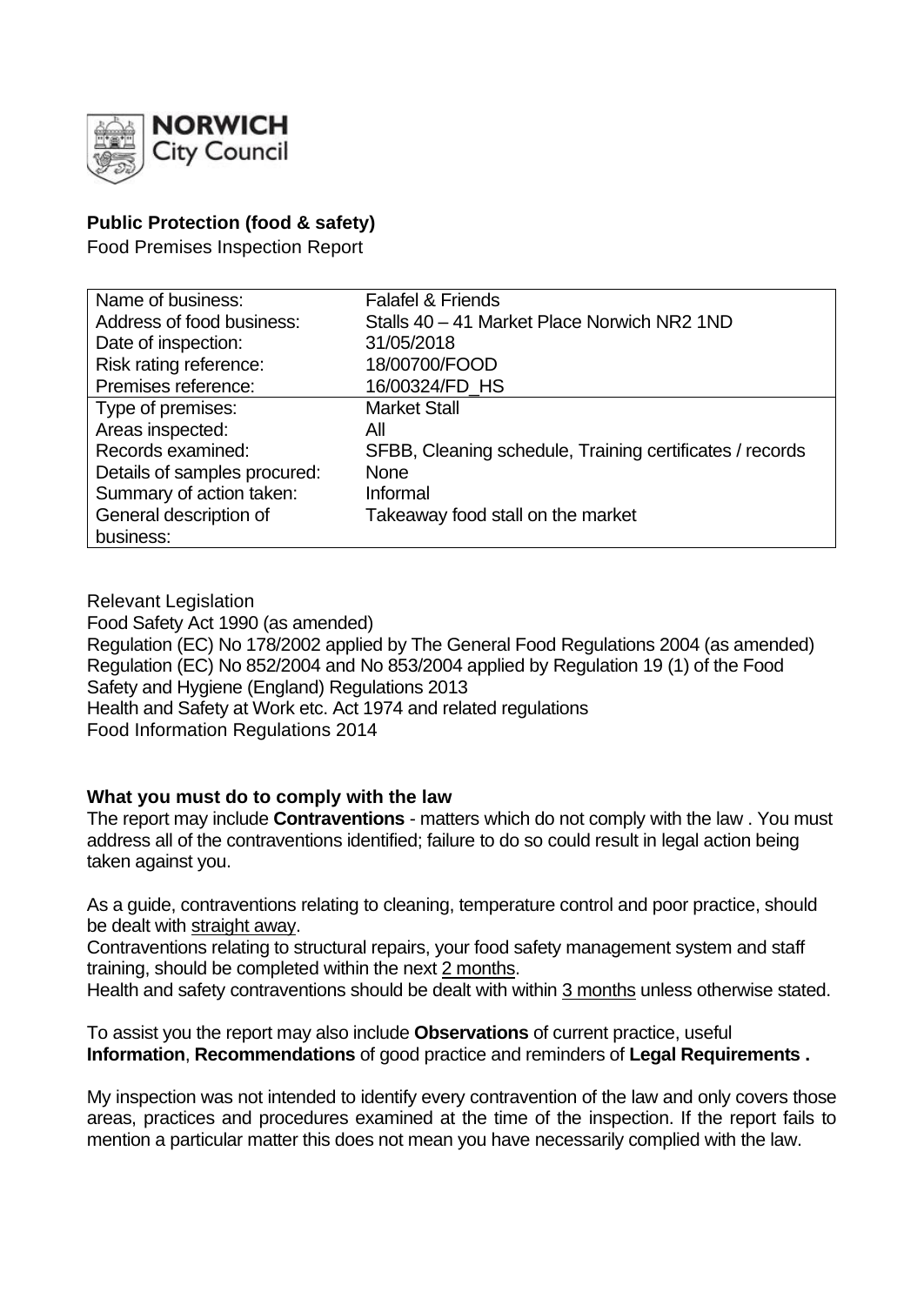**NORWICH** City Council

## Public Protection (food & safety)

Food Premises Inspection Report

| | |
|---|---|
| Name of business: | Falafel & Friends |
| Address of food business: | Stalls 40 – 41 Market Place Norwich NR2 1ND |
| Date of inspection: | 31/05/2018 |
| Risk rating reference: | 18/00700/FOOD |
| Premises reference: | 16/00324/FD_HS |
| Type of premises: | Market Stall |
| Areas inspected: | All |
| Records examined: | SFBB, Cleaning schedule, Training certificates / records |
| Details of samples procured: | None |
| Summary of action taken: | Informal |
| General description of business: | Takeaway food stall on the market |

Relevant Legislation

Food Safety Act 1990 (as amended)

Regulation (EC) No 178/2002 applied by The General Food Regulations 2004 (as amended)

Regulation (EC) No 852/2004 and No 853/2004 applied by Regulation 19 (1) of the Food Safety and Hygiene (England) Regulations 2013

Health and Safety at Work etc. Act 1974 and related regulations

Food Information Regulations 2014

### What you must do to comply with the law

The report may include **Contraventions** - matters which do not comply with the law . You must address all of the contraventions identified; failure to do so could result in legal action being taken against you.

As a guide, contraventions relating to cleaning, temperature control and poor practice, should be dealt with straight away.

Contraventions relating to structural repairs, your food safety management system and staff training, should be completed within the next 2 months.

Health and safety contraventions should be dealt with within 3 months unless otherwise stated.

To assist you the report may also include **Observations** of current practice, useful **Information**, **Recommendations** of good practice and reminders of **Legal Requirements .**

My inspection was not intended to identify every contravention of the law and only covers those areas, practices and procedures examined at the time of the inspection. If the report fails to mention a particular matter this does not mean you have necessarily complied with the law.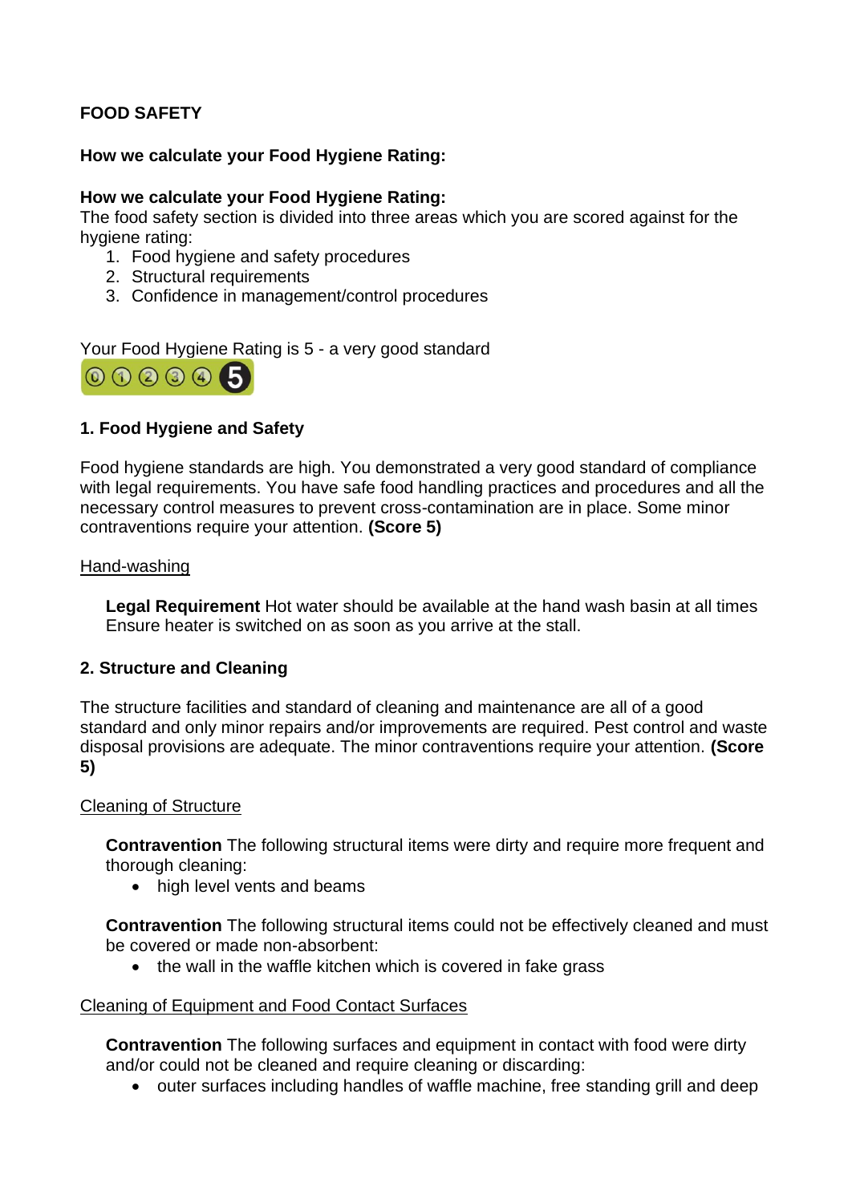**FOOD SAFETY**

**How we calculate your Food Hygiene Rating:**

**How we calculate your Food Hygiene Rating:**
The food safety section is divided into three areas which you are scored against for the hygiene rating:

1. Food hygiene and safety procedures
2. Structural requirements
3. Confidence in management/control procedures

Your Food Hygiene Rating is 5 - a very good standard

**1. Food Hygiene and Safety**

Food hygiene standards are high. You demonstrated a very good standard of compliance with legal requirements. You have safe food handling practices and procedures and all the necessary control measures to prevent cross-contamination are in place. Some minor contraventions require your attention. **(Score 5)**

<u>Hand-washing</u>

**Legal Requirement** Hot water should be available at the hand wash basin at all times Ensure heater is switched on as soon as you arrive at the stall.

**2. Structure and Cleaning**

The structure facilities and standard of cleaning and maintenance are all of a good standard and only minor repairs and/or improvements are required. Pest control and waste disposal provisions are adequate. The minor contraventions require your attention. **(Score 5)**

<u>Cleaning of Structure</u>

**Contravention** The following structural items were dirty and require more frequent and thorough cleaning:

- high level vents and beams

**Contravention** The following structural items could not be effectively cleaned and must be covered or made non-absorbent:

- the wall in the waffle kitchen which is covered in fake grass

<u>Cleaning of Equipment and Food Contact Surfaces</u>

**Contravention** The following surfaces and equipment in contact with food were dirty and/or could not be cleaned and require cleaning or discarding:

- outer surfaces including handles of waffle machine, free standing grill and deep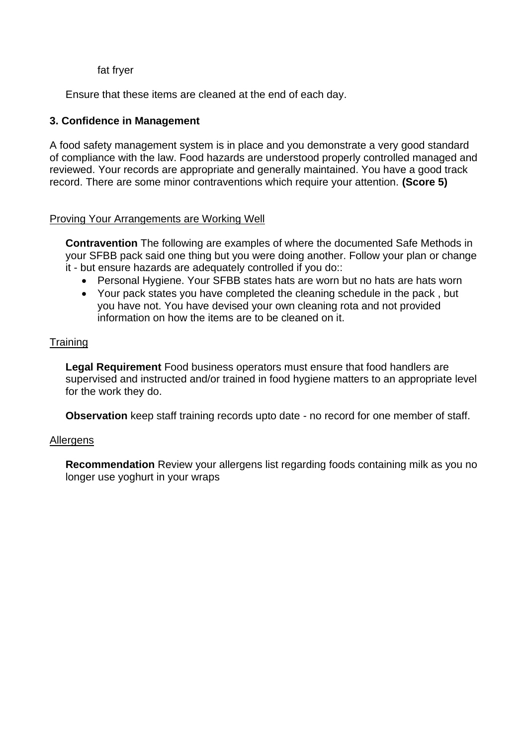fat fryer

Ensure that these items are cleaned at the end of each day.

### 3. Confidence in Management

A food safety management system is in place and you demonstrate a very good standard of compliance with the law. Food hazards are understood properly controlled managed and reviewed. Your records are appropriate and generally maintained. You have a good track record. There are some minor contraventions which require your attention. **(Score 5)**

<u>Proving Your Arrangements are Working Well</u>

**Contravention** The following are examples of where the documented Safe Methods in your SFBB pack said one thing but you were doing another. Follow your plan or change it - but ensure hazards are adequately controlled if you do::

- Personal Hygiene. Your SFBB states hats are worn but no hats are hats worn
- Your pack states you have completed the cleaning schedule in the pack , but you have not. You have devised your own cleaning rota and not provided information on how the items are to be cleaned on it.

<u>Training</u>

**Legal Requirement** Food business operators must ensure that food handlers are supervised and instructed and/or trained in food hygiene matters to an appropriate level for the work they do.

**Observation** keep staff training records upto date - no record for one member of staff.

<u>Allergens</u>

**Recommendation** Review your allergens list regarding foods containing milk as you no longer use yoghurt in your wraps